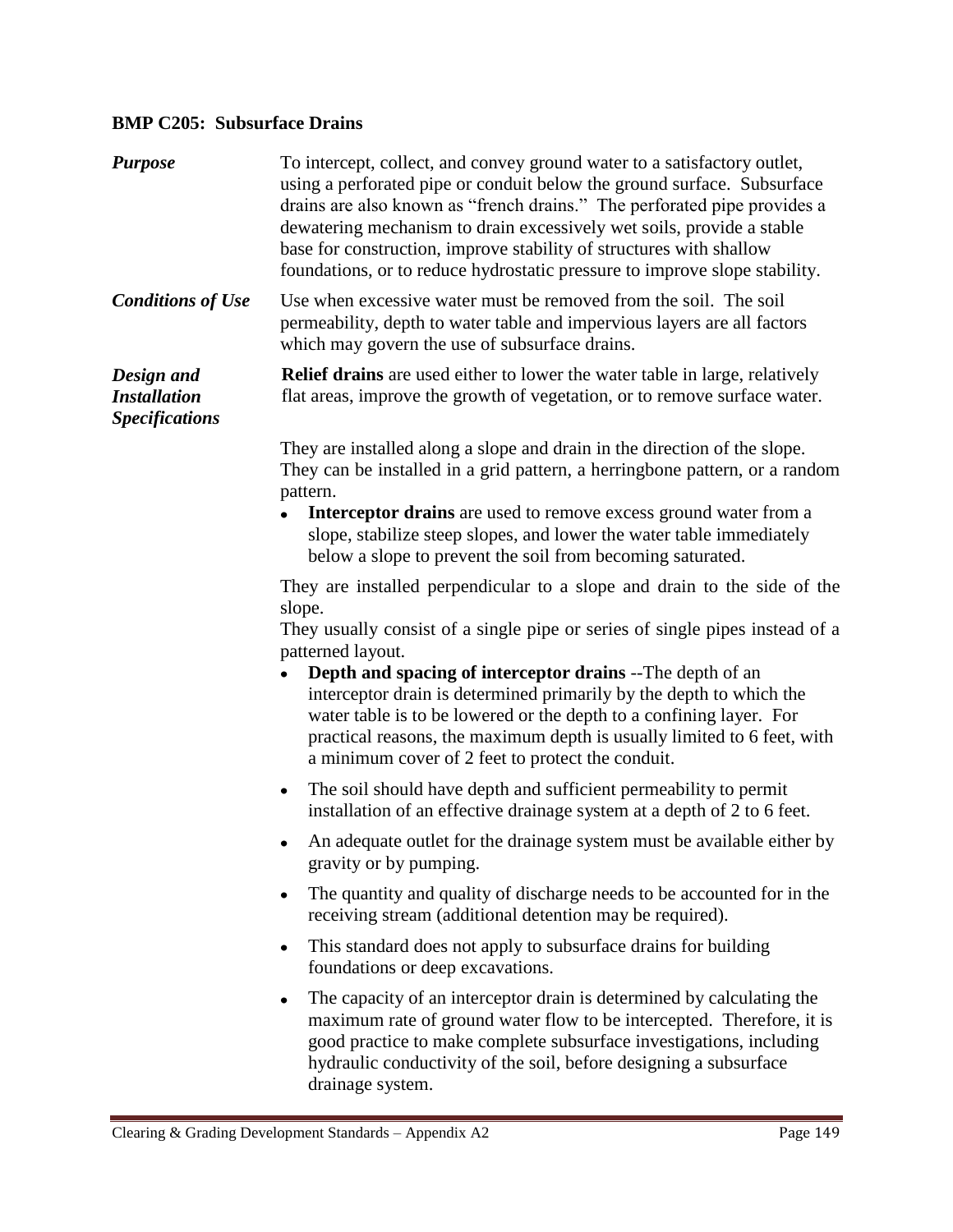### BMP C205: Subsurface Drains

***Purpose***

To intercept, collect, and convey ground water to a satisfactory outlet, using a perforated pipe or conduit below the ground surface. Subsurface drains are also known as "french drains." The perforated pipe provides a dewatering mechanism to drain excessively wet soils, provide a stable base for construction, improve stability of structures with shallow foundations, or to reduce hydrostatic pressure to improve slope stability.

***Conditions of Use***

Use when excessive water must be removed from the soil. The soil permeability, depth to water table and impervious layers are all factors which may govern the use of subsurface drains.

***Design and Installation Specifications***

**Relief drains** are used either to lower the water table in large, relatively flat areas, improve the growth of vegetation, or to remove surface water.

They are installed along a slope and drain in the direction of the slope. They can be installed in a grid pattern, a herringbone pattern, or a random pattern.

- **Interceptor drains** are used to remove excess ground water from a slope, stabilize steep slopes, and lower the water table immediately below a slope to prevent the soil from becoming saturated.

They are installed perpendicular to a slope and drain to the side of the slope.

They usually consist of a single pipe or series of single pipes instead of a patterned layout.

- **Depth and spacing of interceptor drains** --The depth of an interceptor drain is determined primarily by the depth to which the water table is to be lowered or the depth to a confining layer. For practical reasons, the maximum depth is usually limited to 6 feet, with a minimum cover of 2 feet to protect the conduit.

- The soil should have depth and sufficient permeability to permit installation of an effective drainage system at a depth of 2 to 6 feet.

- An adequate outlet for the drainage system must be available either by gravity or by pumping.

- The quantity and quality of discharge needs to be accounted for in the receiving stream (additional detention may be required).

- This standard does not apply to subsurface drains for building foundations or deep excavations.

- The capacity of an interceptor drain is determined by calculating the maximum rate of ground water flow to be intercepted. Therefore, it is good practice to make complete subsurface investigations, including hydraulic conductivity of the soil, before designing a subsurface drainage system.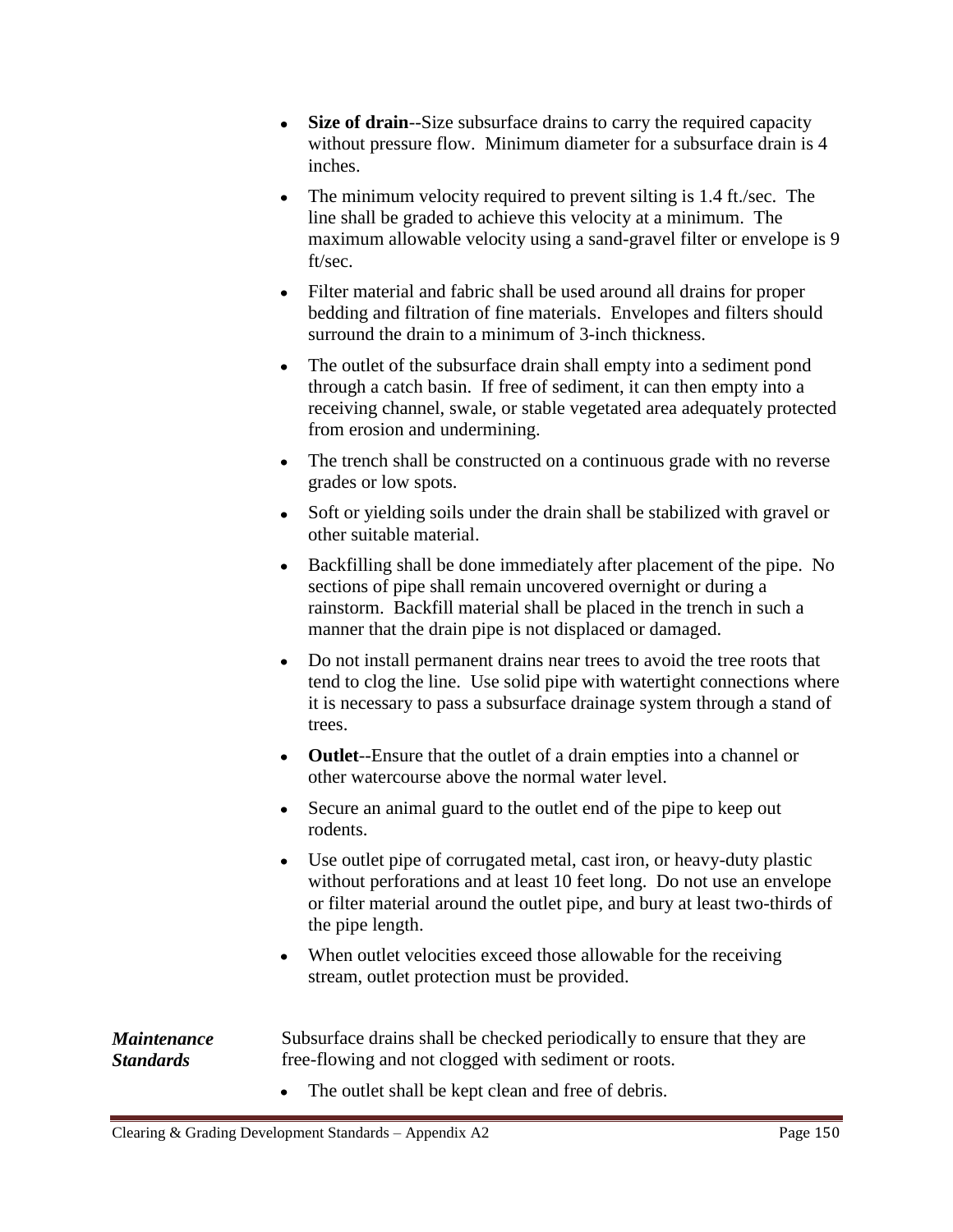- **Size of drain**--Size subsurface drains to carry the required capacity without pressure flow. Minimum diameter for a subsurface drain is 4 inches.
- The minimum velocity required to prevent silting is 1.4 ft./sec. The line shall be graded to achieve this velocity at a minimum. The maximum allowable velocity using a sand-gravel filter or envelope is 9 ft/sec.
- Filter material and fabric shall be used around all drains for proper bedding and filtration of fine materials. Envelopes and filters should surround the drain to a minimum of 3-inch thickness.
- The outlet of the subsurface drain shall empty into a sediment pond through a catch basin. If free of sediment, it can then empty into a receiving channel, swale, or stable vegetated area adequately protected from erosion and undermining.
- The trench shall be constructed on a continuous grade with no reverse grades or low spots.
- Soft or yielding soils under the drain shall be stabilized with gravel or other suitable material.
- Backfilling shall be done immediately after placement of the pipe. No sections of pipe shall remain uncovered overnight or during a rainstorm. Backfill material shall be placed in the trench in such a manner that the drain pipe is not displaced or damaged.
- Do not install permanent drains near trees to avoid the tree roots that tend to clog the line. Use solid pipe with watertight connections where it is necessary to pass a subsurface drainage system through a stand of trees.
- **Outlet**--Ensure that the outlet of a drain empties into a channel or other watercourse above the normal water level.
- Secure an animal guard to the outlet end of the pipe to keep out rodents.
- Use outlet pipe of corrugated metal, cast iron, or heavy-duty plastic without perforations and at least 10 feet long. Do not use an envelope or filter material around the outlet pipe, and bury at least two-thirds of the pipe length.
- When outlet velocities exceed those allowable for the receiving stream, outlet protection must be provided.

***Maintenance Standards***

Subsurface drains shall be checked periodically to ensure that they are free-flowing and not clogged with sediment or roots.

- The outlet shall be kept clean and free of debris.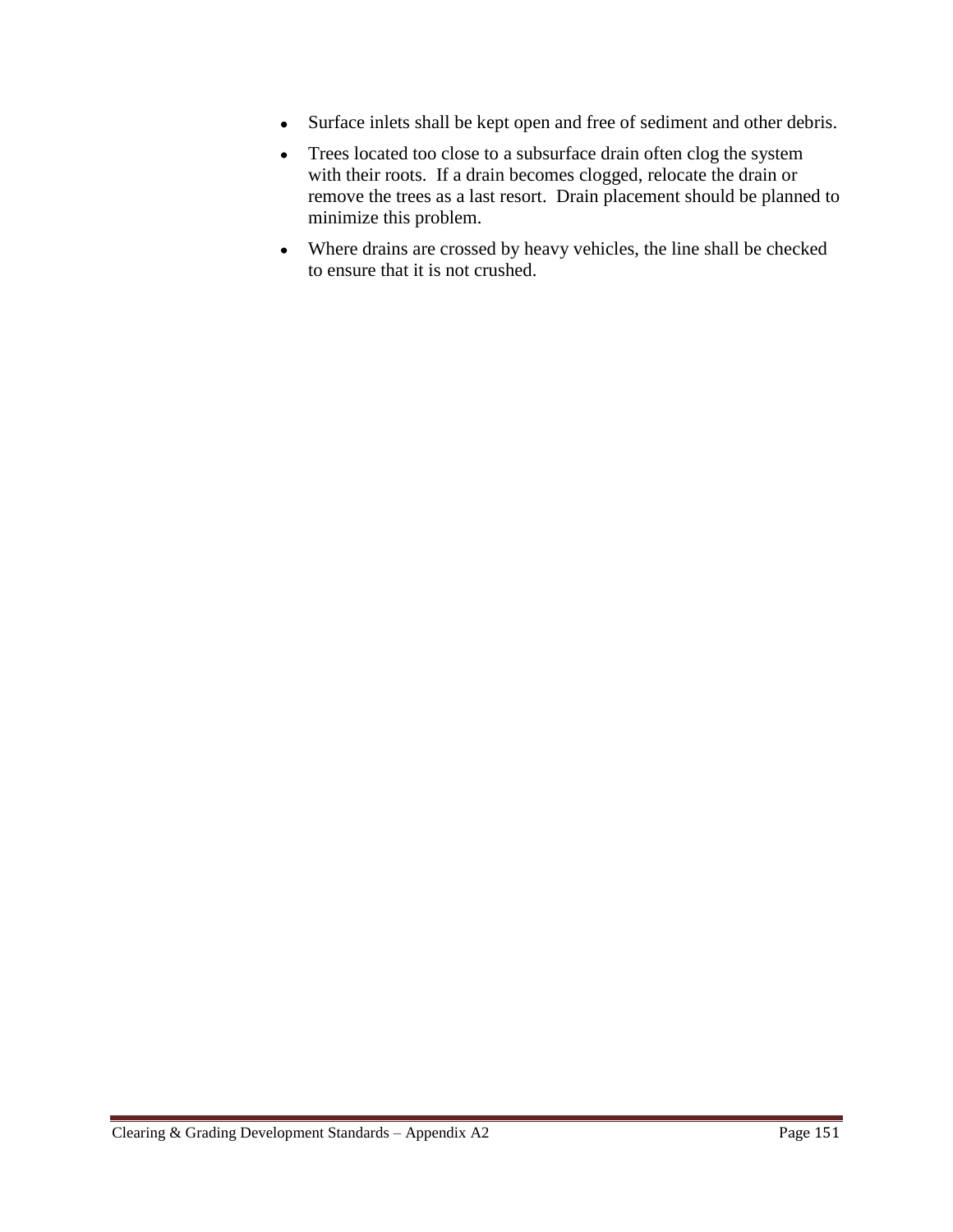- Surface inlets shall be kept open and free of sediment and other debris.
- Trees located too close to a subsurface drain often clog the system with their roots. If a drain becomes clogged, relocate the drain or remove the trees as a last resort. Drain placement should be planned to minimize this problem.
- Where drains are crossed by heavy vehicles, the line shall be checked to ensure that it is not crushed.